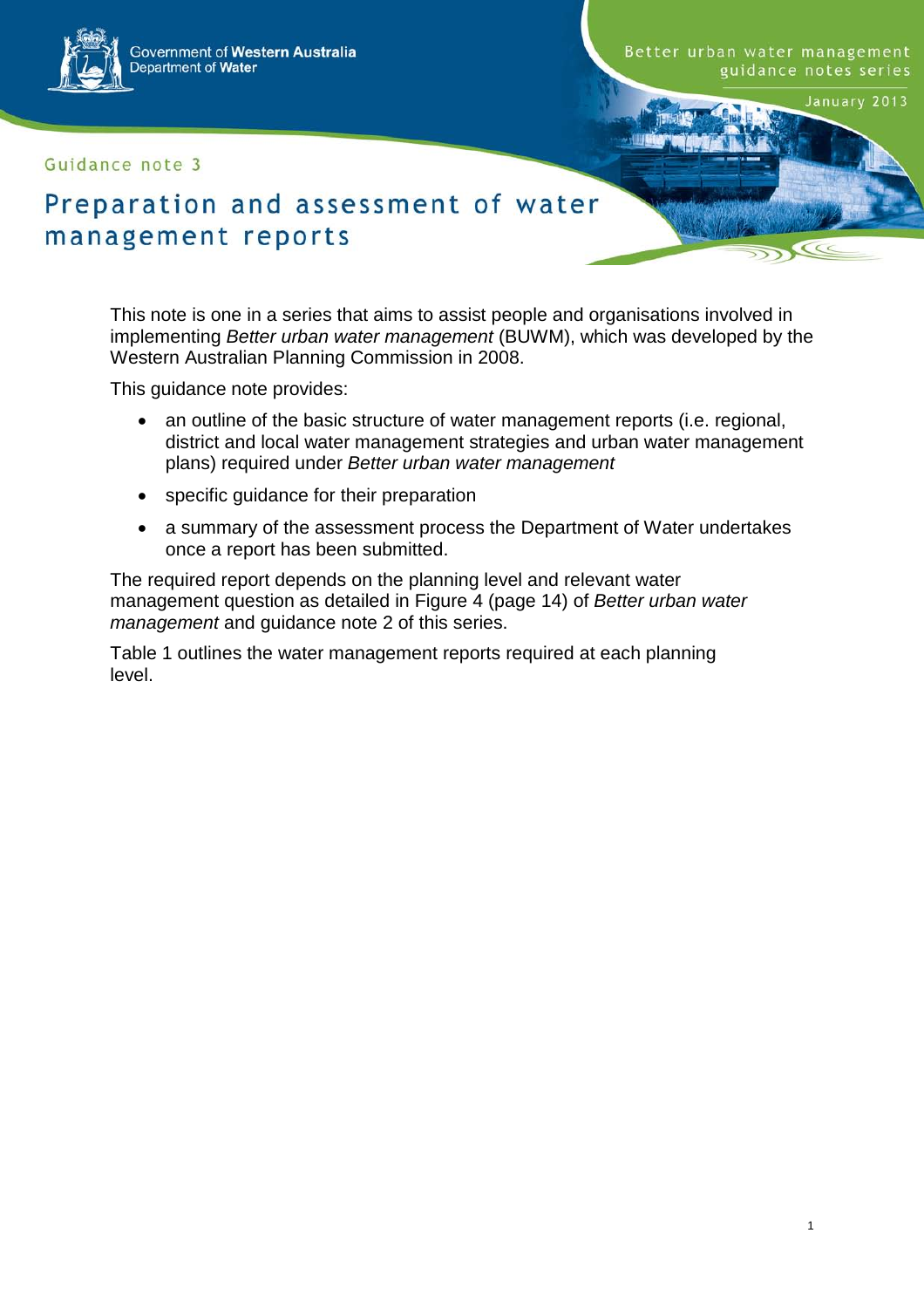Government of **Western Australia**
Department of **Water**

Better urban water management guidance notes series

January 2013

Guidance note 3

# Preparation and assessment of water management reports

This note is one in a series that aims to assist people and organisations involved in implementing *Better urban water management* (BUWM), which was developed by the Western Australian Planning Commission in 2008.

This guidance note provides:

- an outline of the basic structure of water management reports (i.e. regional, district and local water management strategies and urban water management plans) required under *Better urban water management*
- specific guidance for their preparation
- a summary of the assessment process the Department of Water undertakes once a report has been submitted.

The required report depends on the planning level and relevant water management question as detailed in Figure 4 (page 14) of *Better urban water management* and guidance note 2 of this series.

Table 1 outlines the water management reports required at each planning level.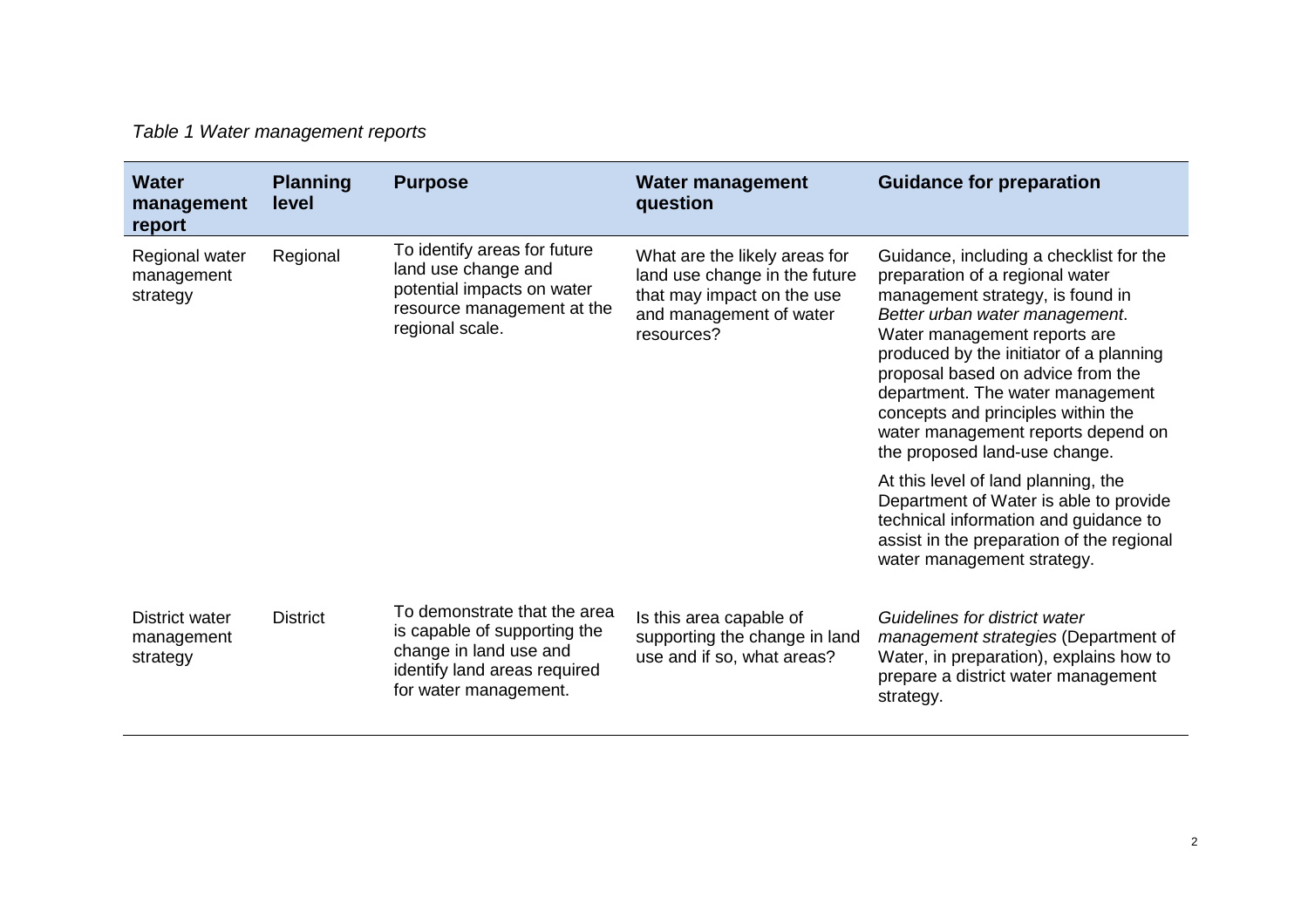*Table 1 Water management reports*

| Water management report | Planning level | Purpose | Water management question | Guidance for preparation |
|---|---|---|---|---|
| Regional water management strategy | Regional | To identify areas for future land use change and potential impacts on water resource management at the regional scale. | What are the likely areas for land use change in the future that may impact on the use and management of water resources? | Guidance, including a checklist for the preparation of a regional water management strategy, is found in *Better urban water management*. Water management reports are produced by the initiator of a planning proposal based on advice from the department. The water management concepts and principles within the water management reports depend on the proposed land-use change.<br><br>At this level of land planning, the Department of Water is able to provide technical information and guidance to assist in the preparation of the regional water management strategy. |
| District water management strategy | District | To demonstrate that the area is capable of supporting the change in land use and identify land areas required for water management. | Is this area capable of supporting the change in land use and if so, what areas? | *Guidelines for district water management strategies* (Department of Water, in preparation), explains how to prepare a district water management strategy. |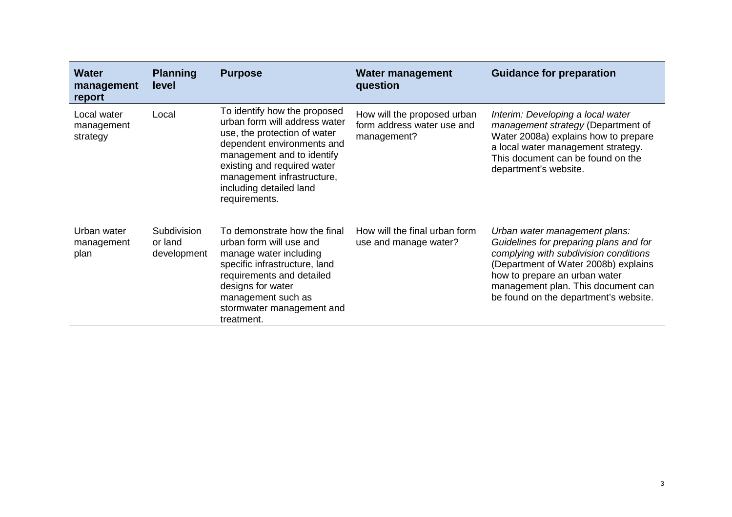| Water management report | Planning level | Purpose | Water management question | Guidance for preparation |
|---|---|---|---|---|
| Local water management strategy | Local | To identify how the proposed urban form will address water use, the protection of water dependent environments and management and to identify existing and required water management infrastructure, including detailed land requirements. | How will the proposed urban form address water use and management? | *Interim: Developing a local water management strategy* (Department of Water 2008a) explains how to prepare a local water management strategy. This document can be found on the department's website. |
| Urban water management plan | Subdivision or land development | To demonstrate how the final urban form will use and manage water including specific infrastructure, land requirements and detailed designs for water management such as stormwater management and treatment. | How will the final urban form use and manage water? | *Urban water management plans: Guidelines for preparing plans and for complying with subdivision conditions* (Department of Water 2008b) explains how to prepare an urban water management plan. This document can be found on the department's website. |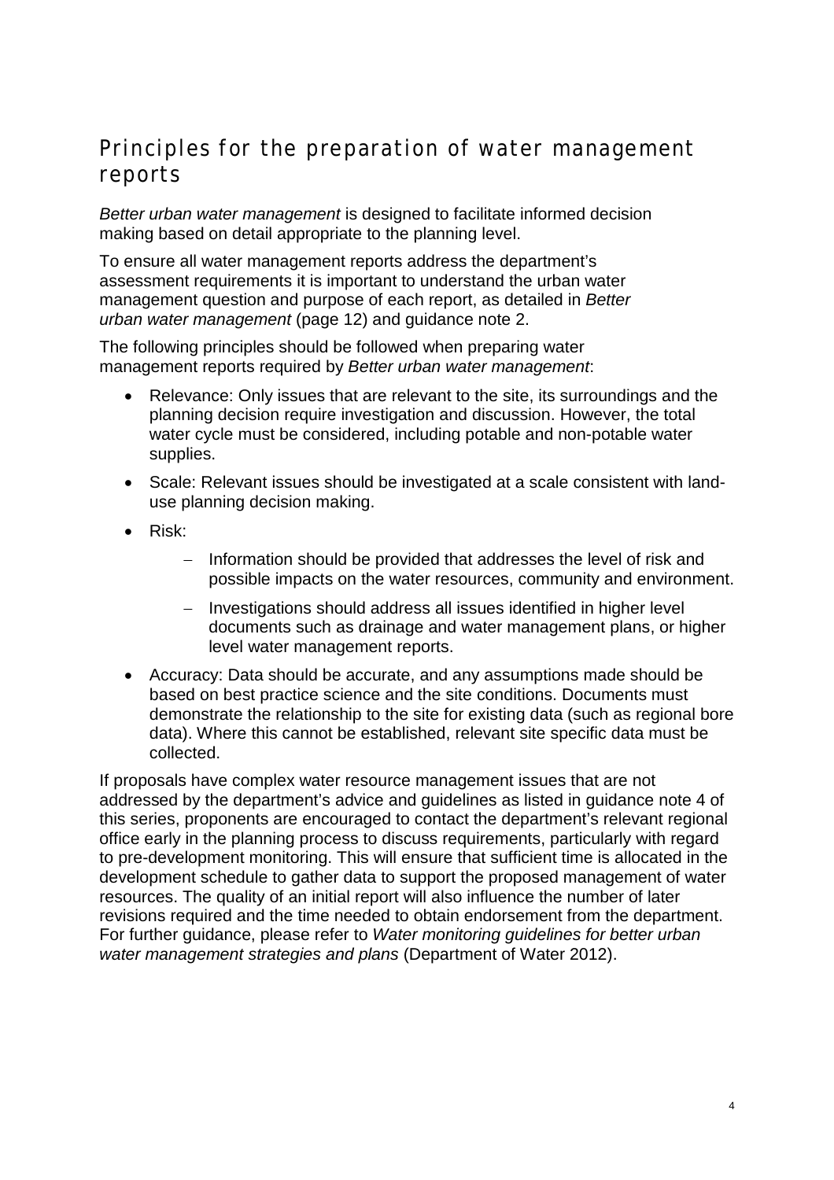## Principles for the preparation of water management reports

*Better urban water management* is designed to facilitate informed decision making based on detail appropriate to the planning level.

To ensure all water management reports address the department's assessment requirements it is important to understand the urban water management question and purpose of each report, as detailed in *Better urban water management* (page 12) and guidance note 2.

The following principles should be followed when preparing water management reports required by *Better urban water management*:

- Relevance: Only issues that are relevant to the site, its surroundings and the planning decision require investigation and discussion. However, the total water cycle must be considered, including potable and non-potable water supplies.
- Scale: Relevant issues should be investigated at a scale consistent with land-use planning decision making.
- Risk:
  - Information should be provided that addresses the level of risk and possible impacts on the water resources, community and environment.
  - Investigations should address all issues identified in higher level documents such as drainage and water management plans, or higher level water management reports.
- Accuracy: Data should be accurate, and any assumptions made should be based on best practice science and the site conditions. Documents must demonstrate the relationship to the site for existing data (such as regional bore data). Where this cannot be established, relevant site specific data must be collected.

If proposals have complex water resource management issues that are not addressed by the department's advice and guidelines as listed in guidance note 4 of this series, proponents are encouraged to contact the department's relevant regional office early in the planning process to discuss requirements, particularly with regard to pre-development monitoring. This will ensure that sufficient time is allocated in the development schedule to gather data to support the proposed management of water resources. The quality of an initial report will also influence the number of later revisions required and the time needed to obtain endorsement from the department. For further guidance, please refer to *Water monitoring guidelines for better urban water management strategies and plans* (Department of Water 2012).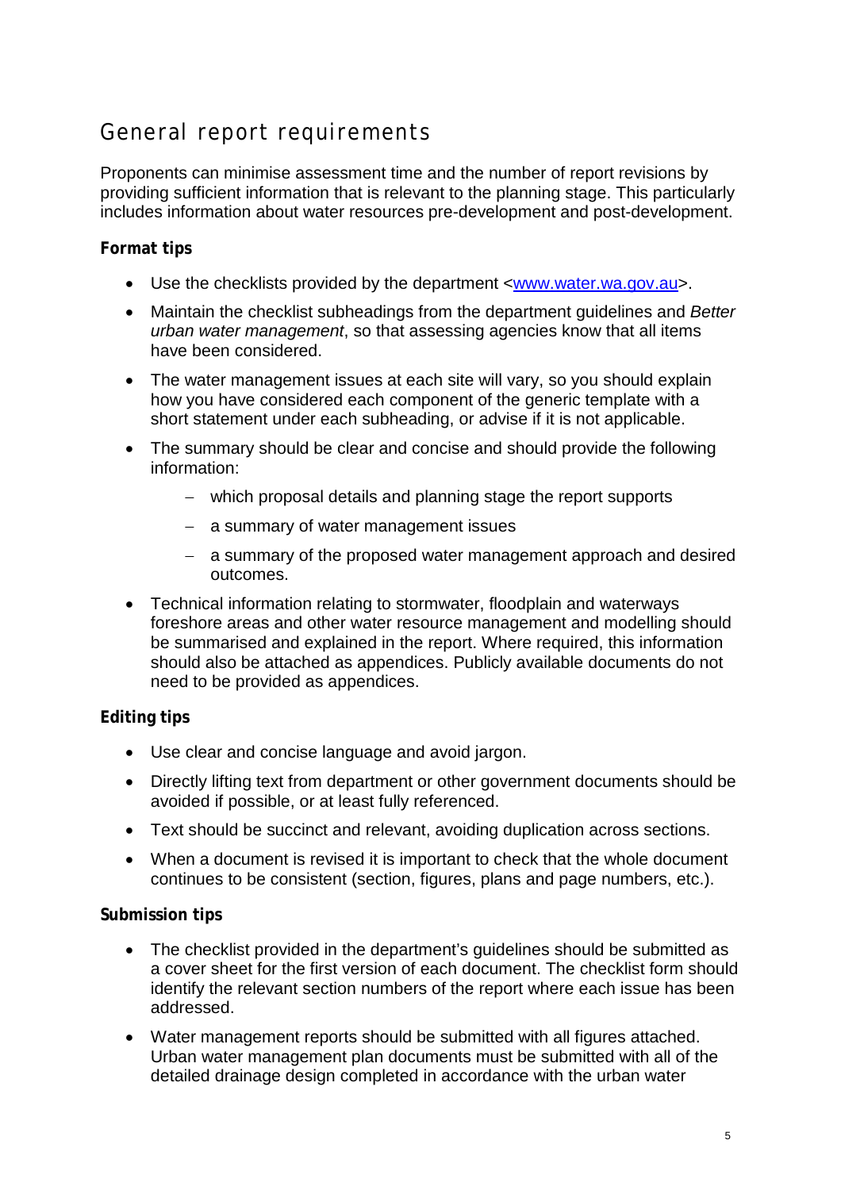## General report requirements

Proponents can minimise assessment time and the number of report revisions by providing sufficient information that is relevant to the planning stage. This particularly includes information about water resources pre-development and post-development.

**Format tips**

- Use the checklists provided by the department <www.water.wa.gov.au>.
- Maintain the checklist subheadings from the department guidelines and *Better urban water management*, so that assessing agencies know that all items have been considered.
- The water management issues at each site will vary, so you should explain how you have considered each component of the generic template with a short statement under each subheading, or advise if it is not applicable.
- The summary should be clear and concise and should provide the following information:
  - which proposal details and planning stage the report supports
  - a summary of water management issues
  - a summary of the proposed water management approach and desired outcomes.
- Technical information relating to stormwater, floodplain and waterways foreshore areas and other water resource management and modelling should be summarised and explained in the report. Where required, this information should also be attached as appendices. Publicly available documents do not need to be provided as appendices.

**Editing tips**

- Use clear and concise language and avoid jargon.
- Directly lifting text from department or other government documents should be avoided if possible, or at least fully referenced.
- Text should be succinct and relevant, avoiding duplication across sections.
- When a document is revised it is important to check that the whole document continues to be consistent (section, figures, plans and page numbers, etc.).

**Submission tips**

- The checklist provided in the department's guidelines should be submitted as a cover sheet for the first version of each document. The checklist form should identify the relevant section numbers of the report where each issue has been addressed.
- Water management reports should be submitted with all figures attached. Urban water management plan documents must be submitted with all of the detailed drainage design completed in accordance with the urban water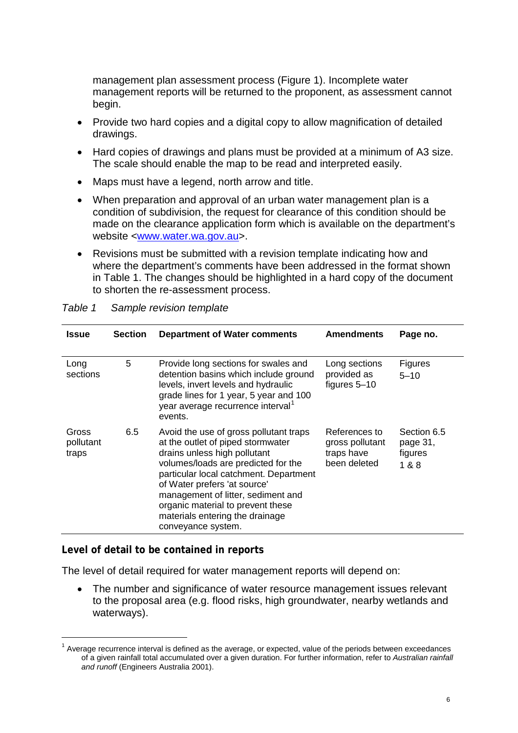management plan assessment process (Figure 1). Incomplete water management reports will be returned to the proponent, as assessment cannot begin.

- Provide two hard copies and a digital copy to allow magnification of detailed drawings.
- Hard copies of drawings and plans must be provided at a minimum of A3 size. The scale should enable the map to be read and interpreted easily.
- Maps must have a legend, north arrow and title.
- When preparation and approval of an urban water management plan is a condition of subdivision, the request for clearance of this condition should be made on the clearance application form which is available on the department's website <www.water.wa.gov.au>.
- Revisions must be submitted with a revision template indicating how and where the department's comments have been addressed in the format shown in Table 1. The changes should be highlighted in a hard copy of the document to shorten the re-assessment process.

*Table 1 Sample revision template*

| Issue | Section | Department of Water comments | Amendments | Page no. |
|---|---|---|---|---|
| Long sections | 5 | Provide long sections for swales and detention basins which include ground levels, invert levels and hydraulic grade lines for 1 year, 5 year and 100 year average recurrence interval[1] events. | Long sections provided as figures 5–10 | Figures 5–10 |
| Gross pollutant traps | 6.5 | Avoid the use of gross pollutant traps at the outlet of piped stormwater drains unless high pollutant volumes/loads are predicted for the particular local catchment. Department of Water prefers 'at source' management of litter, sediment and organic material to prevent these materials entering the drainage conveyance system. | References to gross pollutant traps have been deleted | Section 6.5 page 31, figures 1 & 8 |

### Level of detail to be contained in reports

The level of detail required for water management reports will depend on:

- The number and significance of water resource management issues relevant to the proposal area (e.g. flood risks, high groundwater, nearby wetlands and waterways).

[1] Average recurrence interval is defined as the average, or expected, value of the periods between exceedances of a given rainfall total accumulated over a given duration. For further information, refer to *Australian rainfall and runoff* (Engineers Australia 2001).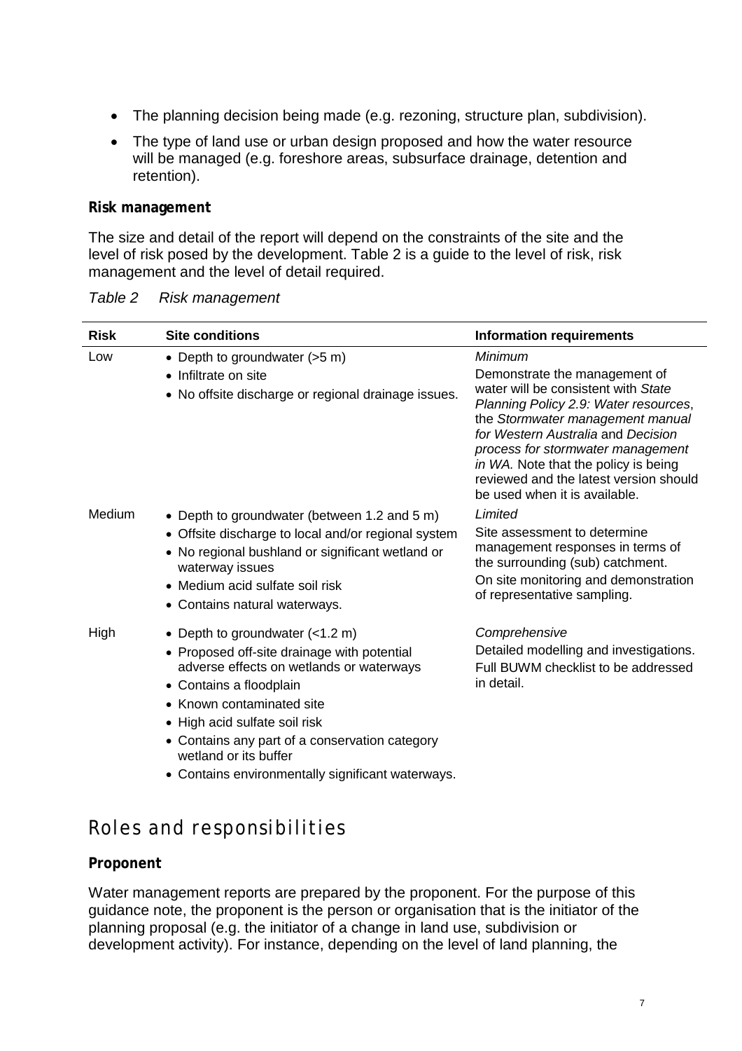- The planning decision being made (e.g. rezoning, structure plan, subdivision).
- The type of land use or urban design proposed and how the water resource will be managed (e.g. foreshore areas, subsurface drainage, detention and retention).

**Risk management**

The size and detail of the report will depend on the constraints of the site and the level of risk posed by the development. Table 2 is a guide to the level of risk, risk management and the level of detail required.

*Table 2 Risk management*

| Risk | Site conditions | Information requirements |
|---|---|---|
| Low | • Depth to groundwater (>5 m)<br>• Infiltrate on site<br>• No offsite discharge or regional drainage issues. | *Minimum*<br>Demonstrate the management of water will be consistent with *State Planning Policy 2.9: Water resources*, the *Stormwater management manual for Western Australia* and *Decision process for stormwater management in WA.* Note that the policy is being reviewed and the latest version should be used when it is available. |
| Medium | • Depth to groundwater (between 1.2 and 5 m)<br>• Offsite discharge to local and/or regional system<br>• No regional bushland or significant wetland or waterway issues<br>• Medium acid sulfate soil risk<br>• Contains natural waterways. | *Limited*<br>Site assessment to determine management responses in terms of the surrounding (sub) catchment.<br>On site monitoring and demonstration of representative sampling. |
| High | • Depth to groundwater (<1.2 m)<br>• Proposed off-site drainage with potential adverse effects on wetlands or waterways<br>• Contains a floodplain<br>• Known contaminated site<br>• High acid sulfate soil risk<br>• Contains any part of a conservation category wetland or its buffer<br>• Contains environmentally significant waterways. | *Comprehensive*<br>Detailed modelling and investigations. Full BUWM checklist to be addressed in detail. |

## Roles and responsibilities

**Proponent**

Water management reports are prepared by the proponent. For the purpose of this guidance note, the proponent is the person or organisation that is the initiator of the planning proposal (e.g. the initiator of a change in land use, subdivision or development activity). For instance, depending on the level of land planning, the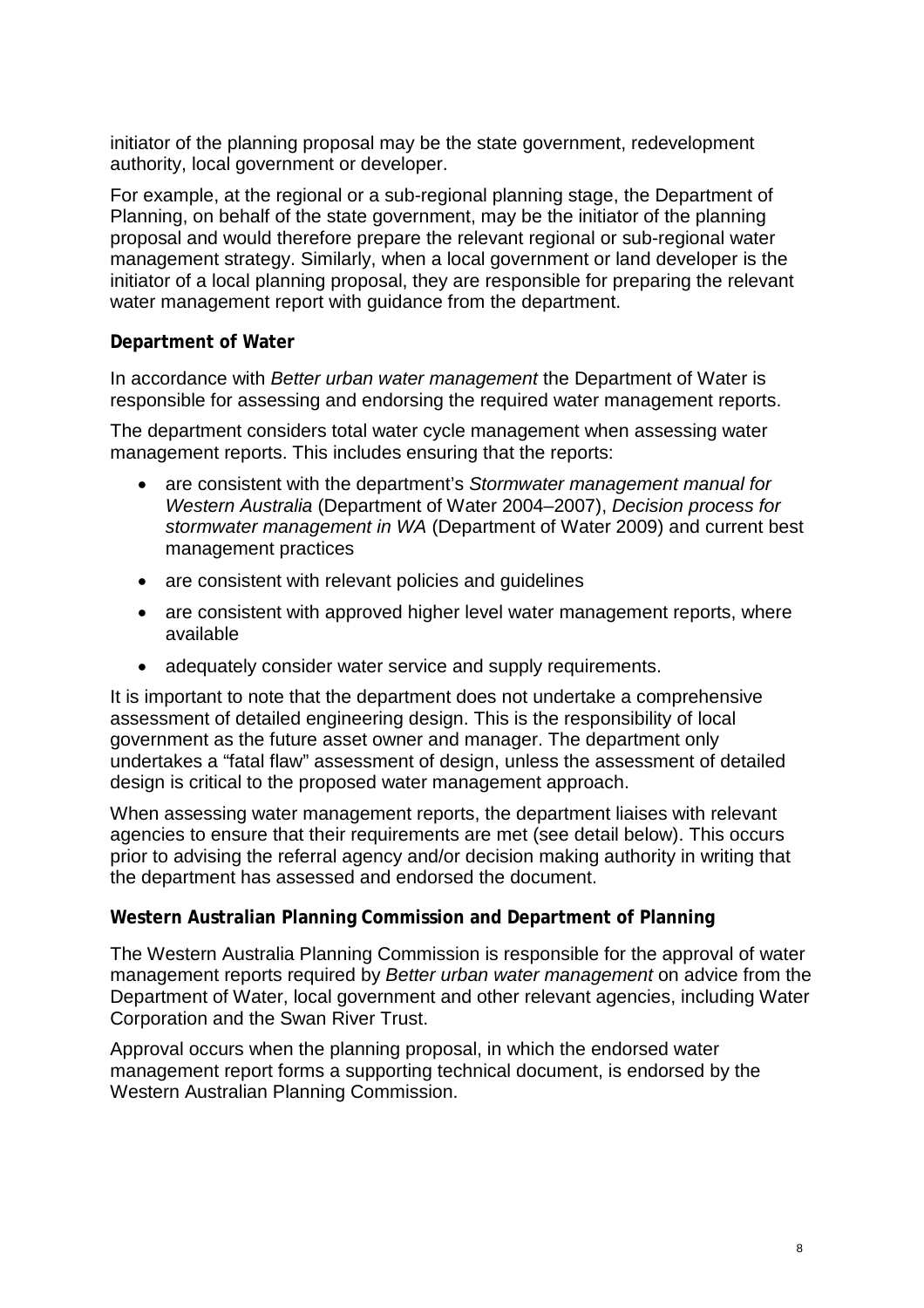initiator of the planning proposal may be the state government, redevelopment authority, local government or developer.

For example, at the regional or a sub-regional planning stage, the Department of Planning, on behalf of the state government, may be the initiator of the planning proposal and would therefore prepare the relevant regional or sub-regional water management strategy. Similarly, when a local government or land developer is the initiator of a local planning proposal, they are responsible for preparing the relevant water management report with guidance from the department.

**Department of Water**

In accordance with *Better urban water management* the Department of Water is responsible for assessing and endorsing the required water management reports.

The department considers total water cycle management when assessing water management reports. This includes ensuring that the reports:

- are consistent with the department's *Stormwater management manual for Western Australia* (Department of Water 2004–2007), *Decision process for stormwater management in WA* (Department of Water 2009) and current best management practices
- are consistent with relevant policies and guidelines
- are consistent with approved higher level water management reports, where available
- adequately consider water service and supply requirements.

It is important to note that the department does not undertake a comprehensive assessment of detailed engineering design. This is the responsibility of local government as the future asset owner and manager. The department only undertakes a "fatal flaw" assessment of design, unless the assessment of detailed design is critical to the proposed water management approach.

When assessing water management reports, the department liaises with relevant agencies to ensure that their requirements are met (see detail below). This occurs prior to advising the referral agency and/or decision making authority in writing that the department has assessed and endorsed the document.

**Western Australian Planning Commission and Department of Planning**

The Western Australia Planning Commission is responsible for the approval of water management reports required by *Better urban water management* on advice from the Department of Water, local government and other relevant agencies, including Water Corporation and the Swan River Trust.

Approval occurs when the planning proposal, in which the endorsed water management report forms a supporting technical document, is endorsed by the Western Australian Planning Commission.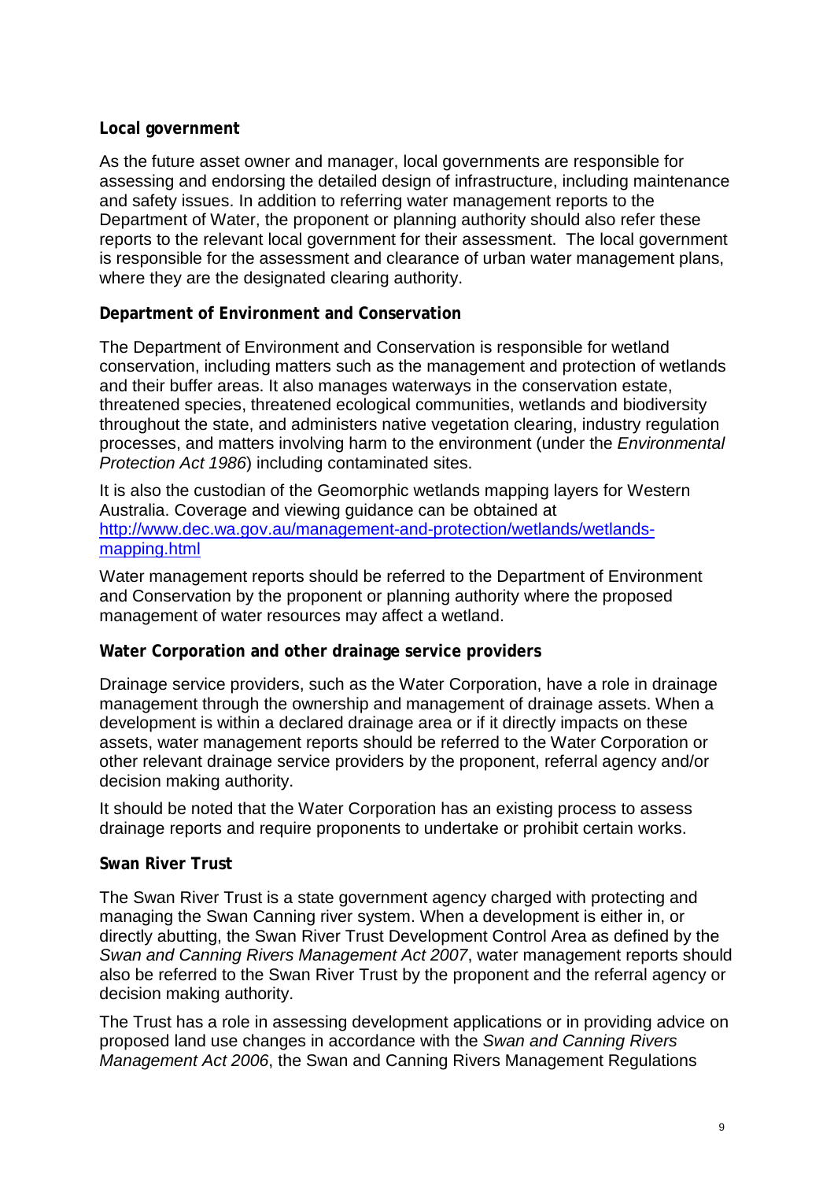**Local government**

As the future asset owner and manager, local governments are responsible for assessing and endorsing the detailed design of infrastructure, including maintenance and safety issues. In addition to referring water management reports to the Department of Water, the proponent or planning authority should also refer these reports to the relevant local government for their assessment. The local government is responsible for the assessment and clearance of urban water management plans, where they are the designated clearing authority.

**Department of Environment and Conservation**

The Department of Environment and Conservation is responsible for wetland conservation, including matters such as the management and protection of wetlands and their buffer areas. It also manages waterways in the conservation estate, threatened species, threatened ecological communities, wetlands and biodiversity throughout the state, and administers native vegetation clearing, industry regulation processes, and matters involving harm to the environment (under the *Environmental Protection Act 1986*) including contaminated sites.

It is also the custodian of the Geomorphic wetlands mapping layers for Western Australia. Coverage and viewing guidance can be obtained at [http://www.dec.wa.gov.au/management-and-protection/wetlands/wetlands-mapping.html](http://www.dec.wa.gov.au/management-and-protection/wetlands/wetlands-mapping.html)

Water management reports should be referred to the Department of Environment and Conservation by the proponent or planning authority where the proposed management of water resources may affect a wetland.

**Water Corporation and other drainage service providers**

Drainage service providers, such as the Water Corporation, have a role in drainage management through the ownership and management of drainage assets. When a development is within a declared drainage area or if it directly impacts on these assets, water management reports should be referred to the Water Corporation or other relevant drainage service providers by the proponent, referral agency and/or decision making authority.

It should be noted that the Water Corporation has an existing process to assess drainage reports and require proponents to undertake or prohibit certain works.

**Swan River Trust**

The Swan River Trust is a state government agency charged with protecting and managing the Swan Canning river system. When a development is either in, or directly abutting, the Swan River Trust Development Control Area as defined by the *Swan and Canning Rivers Management Act 2007*, water management reports should also be referred to the Swan River Trust by the proponent and the referral agency or decision making authority.

The Trust has a role in assessing development applications or in providing advice on proposed land use changes in accordance with the *Swan and Canning Rivers Management Act 2006*, the Swan and Canning Rivers Management Regulations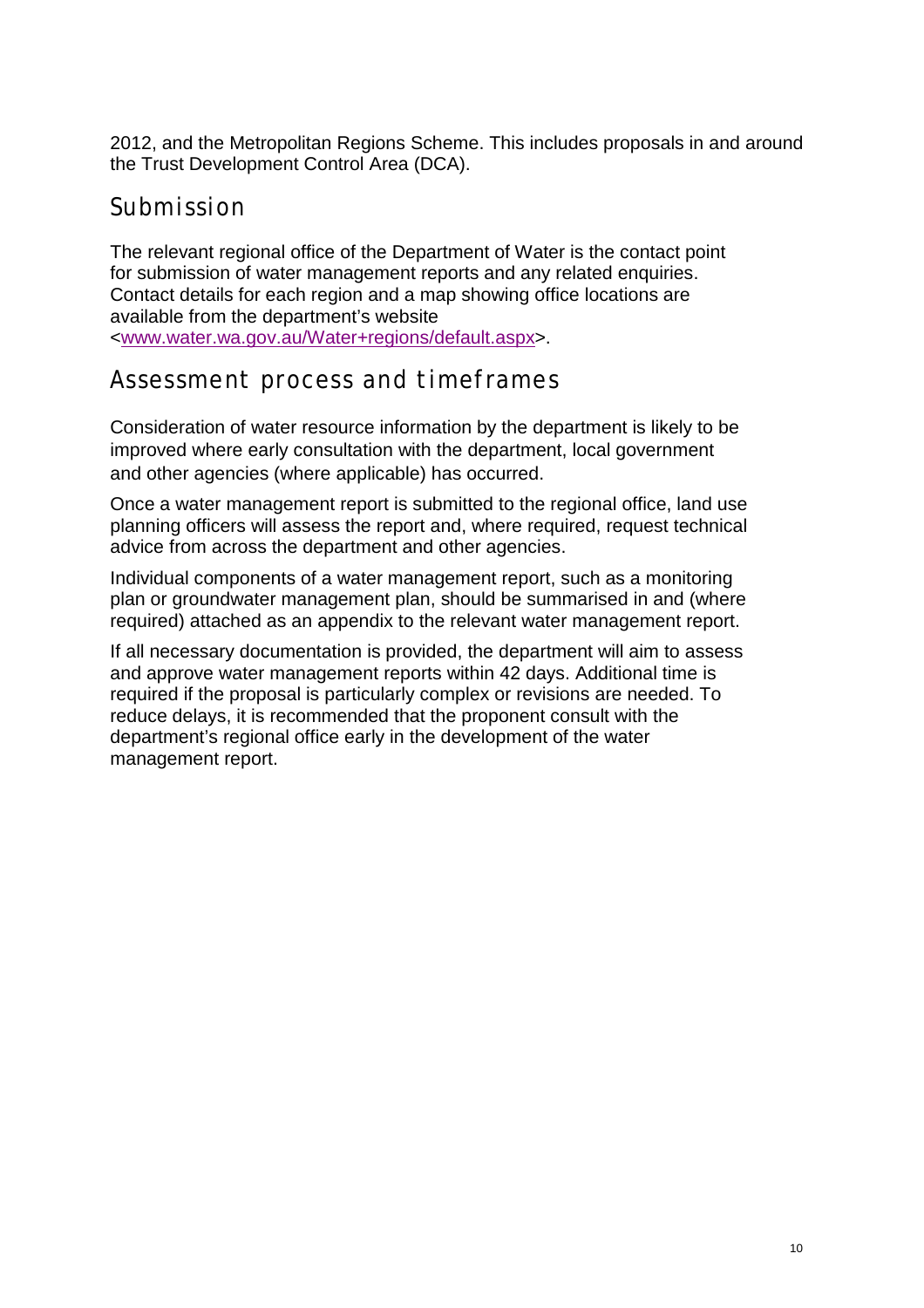2012, and the Metropolitan Regions Scheme. This includes proposals in and around the Trust Development Control Area (DCA).

## Submission

The relevant regional office of the Department of Water is the contact point for submission of water management reports and any related enquiries. Contact details for each region and a map showing office locations are available from the department's website <www.water.wa.gov.au/Water+regions/default.aspx>.

## Assessment process and timeframes

Consideration of water resource information by the department is likely to be improved where early consultation with the department, local government and other agencies (where applicable) has occurred.

Once a water management report is submitted to the regional office, land use planning officers will assess the report and, where required, request technical advice from across the department and other agencies.

Individual components of a water management report, such as a monitoring plan or groundwater management plan, should be summarised in and (where required) attached as an appendix to the relevant water management report.

If all necessary documentation is provided, the department will aim to assess and approve water management reports within 42 days. Additional time is required if the proposal is particularly complex or revisions are needed. To reduce delays, it is recommended that the proponent consult with the department's regional office early in the development of the water management report.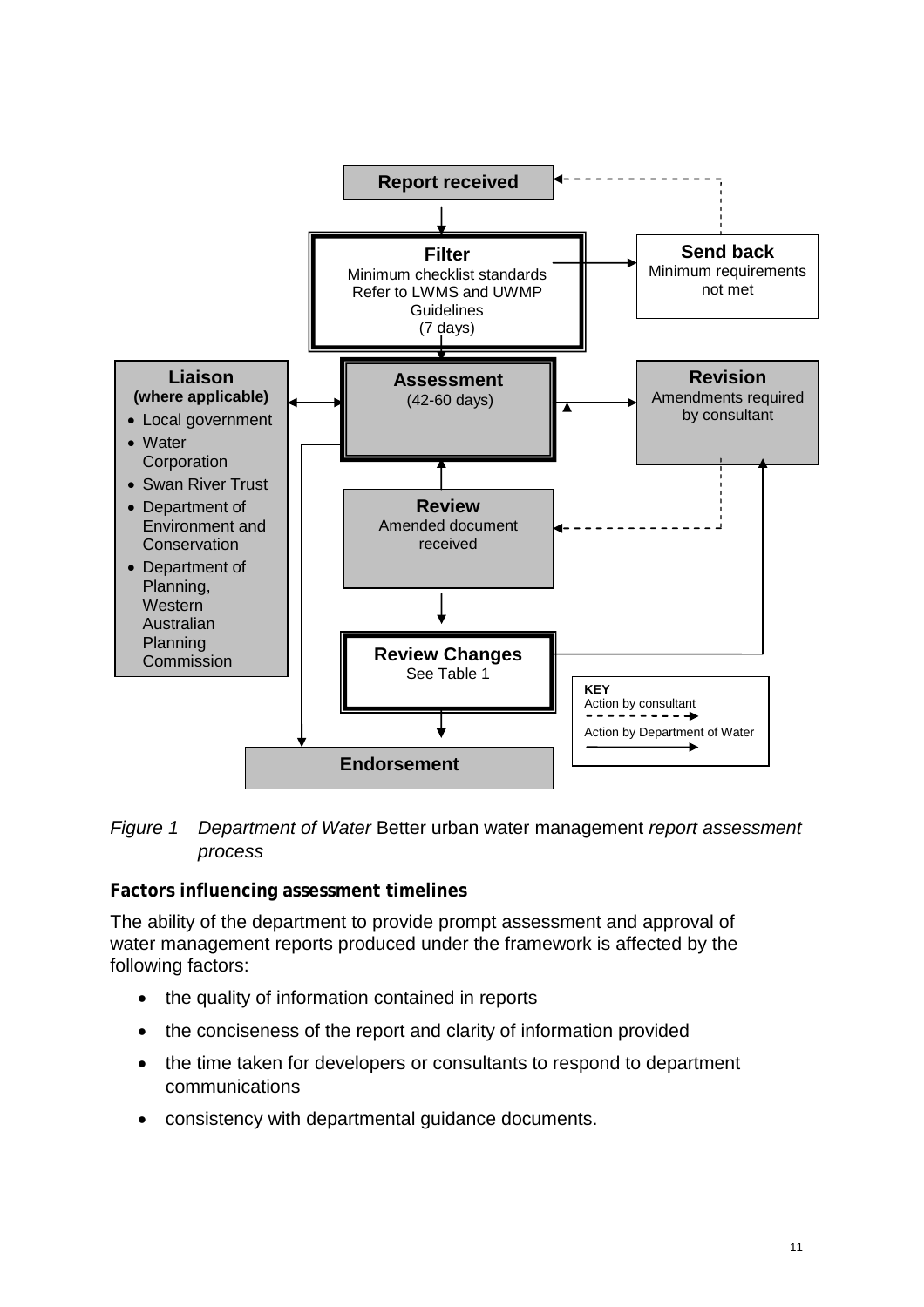Report received

Filter
Minimum checklist standards
Refer to LWMS and UWMP Guidelines
(7 days)

Send back
Minimum requirements not met

Liaison
**(where applicable)**

- Local government
- Water Corporation
- Swan River Trust
- Department of Environment and Conservation
- Department of Planning, Western Australian Planning Commission

Assessment
(42-60 days)

Revision
Amendments required by consultant

Review
Amended document received

Review Changes
See Table 1

KEY
Action by consultant
Action by Department of Water

Endorsement

*Figure 1 Department of Water* Better urban water management *report assessment process*

**Factors influencing assessment timelines**

The ability of the department to provide prompt assessment and approval of water management reports produced under the framework is affected by the following factors:

- the quality of information contained in reports
- the conciseness of the report and clarity of information provided
- the time taken for developers or consultants to respond to department communications
- consistency with departmental guidance documents.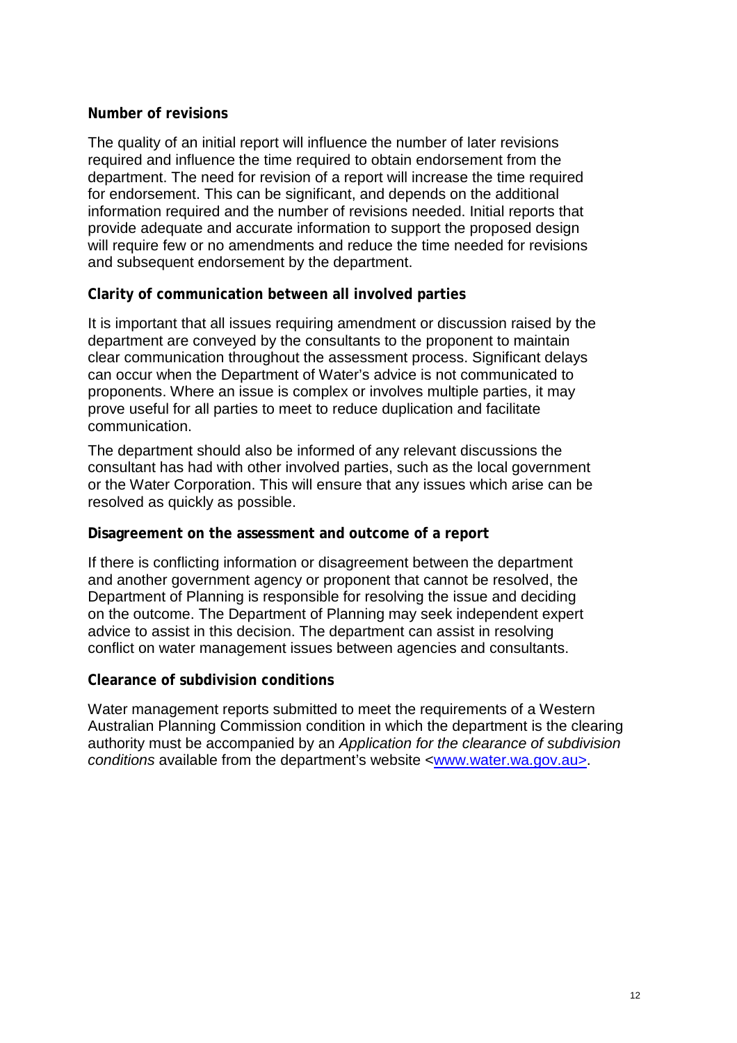**Number of revisions**

The quality of an initial report will influence the number of later revisions required and influence the time required to obtain endorsement from the department. The need for revision of a report will increase the time required for endorsement. This can be significant, and depends on the additional information required and the number of revisions needed. Initial reports that provide adequate and accurate information to support the proposed design will require few or no amendments and reduce the time needed for revisions and subsequent endorsement by the department.

**Clarity of communication between all involved parties**

It is important that all issues requiring amendment or discussion raised by the department are conveyed by the consultants to the proponent to maintain clear communication throughout the assessment process. Significant delays can occur when the Department of Water's advice is not communicated to proponents. Where an issue is complex or involves multiple parties, it may prove useful for all parties to meet to reduce duplication and facilitate communication.

The department should also be informed of any relevant discussions the consultant has had with other involved parties, such as the local government or the Water Corporation. This will ensure that any issues which arise can be resolved as quickly as possible.

**Disagreement on the assessment and outcome of a report**

If there is conflicting information or disagreement between the department and another government agency or proponent that cannot be resolved, the Department of Planning is responsible for resolving the issue and deciding on the outcome. The Department of Planning may seek independent expert advice to assist in this decision. The department can assist in resolving conflict on water management issues between agencies and consultants.

**Clearance of subdivision conditions**

Water management reports submitted to meet the requirements of a Western Australian Planning Commission condition in which the department is the clearing authority must be accompanied by an *Application for the clearance of subdivision conditions* available from the department's website <www.water.wa.gov.au>.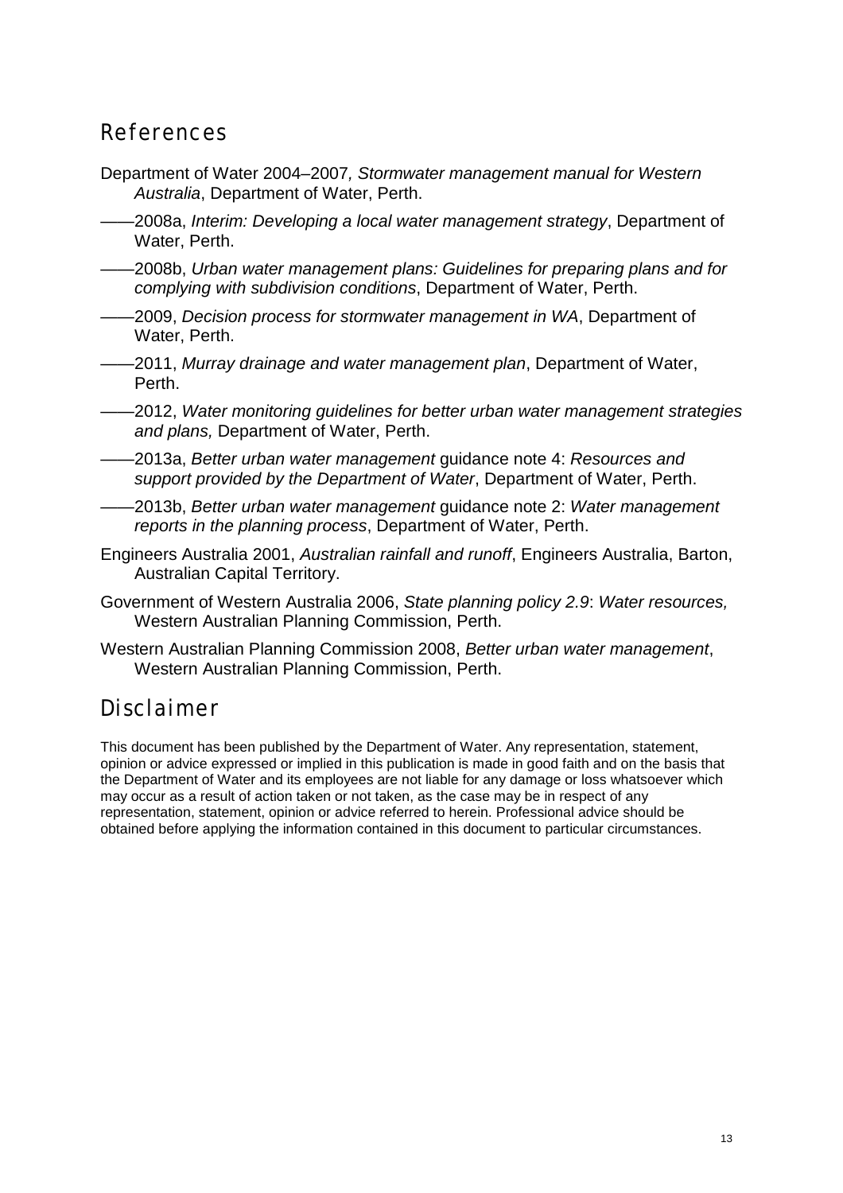## References

Department of Water 2004–2007*, Stormwater management manual for Western Australia*, Department of Water, Perth.

——2008a, *Interim: Developing a local water management strategy*, Department of Water, Perth.

——2008b, *Urban water management plans: Guidelines for preparing plans and for complying with subdivision conditions*, Department of Water, Perth.

——2009, *Decision process for stormwater management in WA*, Department of Water, Perth.

——2011, *Murray drainage and water management plan*, Department of Water, Perth.

——2012, *Water monitoring guidelines for better urban water management strategies and plans,* Department of Water, Perth.

——2013a, *Better urban water management* guidance note 4: *Resources and support provided by the Department of Water*, Department of Water, Perth.

——2013b, *Better urban water management* guidance note 2: *Water management reports in the planning process*, Department of Water, Perth.

Engineers Australia 2001, *Australian rainfall and runoff*, Engineers Australia, Barton, Australian Capital Territory.

Government of Western Australia 2006, *State planning policy 2.9*: *Water resources,* Western Australian Planning Commission, Perth.

Western Australian Planning Commission 2008, *Better urban water management*, Western Australian Planning Commission, Perth.

## Disclaimer

This document has been published by the Department of Water. Any representation, statement, opinion or advice expressed or implied in this publication is made in good faith and on the basis that the Department of Water and its employees are not liable for any damage or loss whatsoever which may occur as a result of action taken or not taken, as the case may be in respect of any representation, statement, opinion or advice referred to herein. Professional advice should be obtained before applying the information contained in this document to particular circumstances.